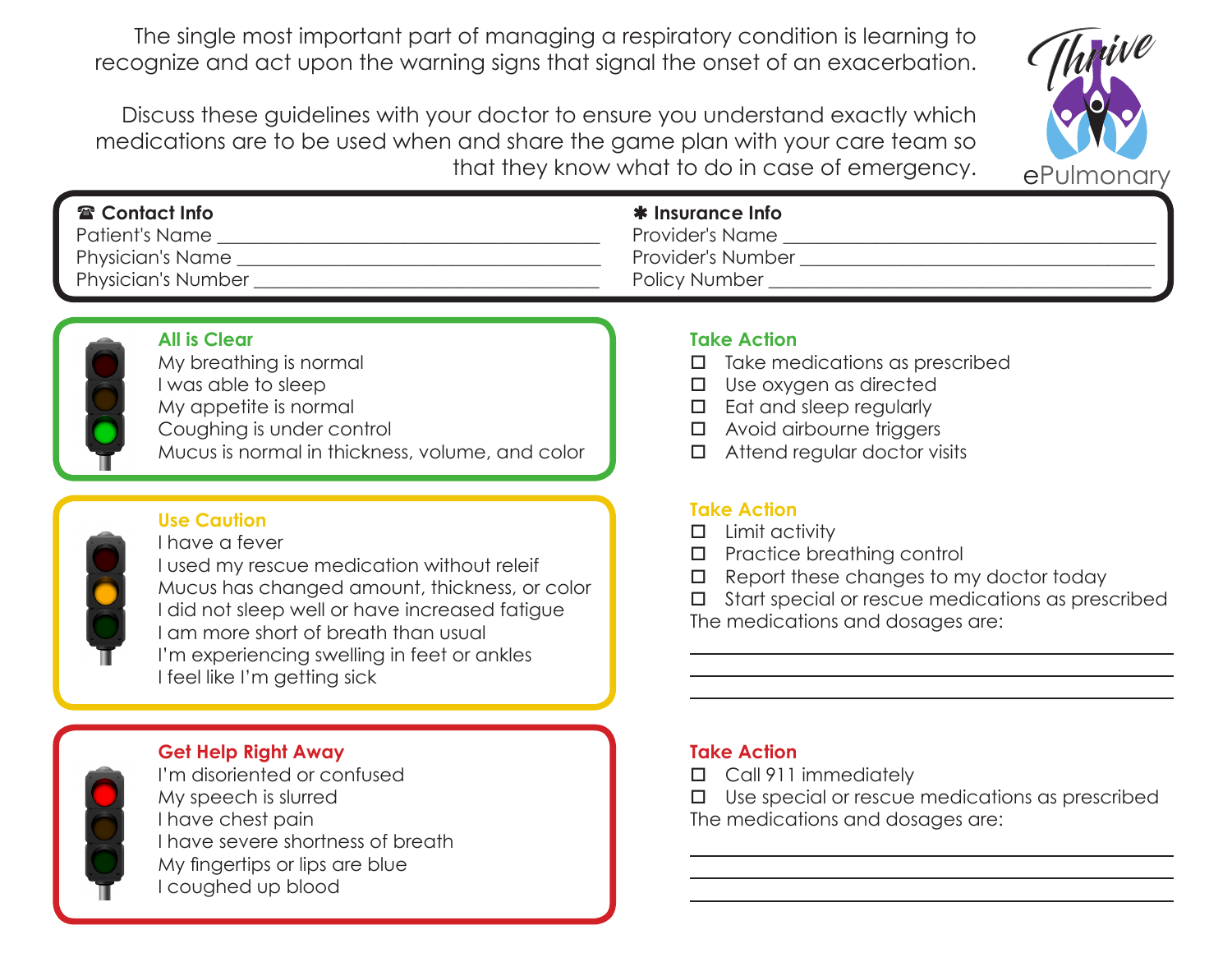The single most important part of managing a respiratory condition is learning to recognize and act upon the warning signs that signal the onset of an exacerbation.

Discuss these guidelines with your doctor to ensure you understand exactly which medications are to be used when and share the game plan with your care team so that they know what to do in case of emergency.

Thrive ePulmonary

### ☎ Contact Info

Patient's Name ______________________________

Physician's Name ______________________________

Physician's Number ______________________________

### ✱ Insurance Info

Provider's Name ______________________________

Provider's Number ______________________________

Policy Number ______________________________

### All is Clear

My breathing is normal
I was able to sleep
My appetite is normal
Coughing is under control
Mucus is normal in thickness, volume, and color

**Take Action**

- ☐ Take medications as prescribed
- ☐ Use oxygen as directed
- ☐ Eat and sleep regularly
- ☐ Avoid airbourne triggers
- ☐ Attend regular doctor visits

### Use Caution

I have a fever
I used my rescue medication without releif
Mucus has changed amount, thickness, or color
I did not sleep well or have increased fatigue
I am more short of breath than usual
I'm experiencing swelling in feet or ankles
I feel like I'm getting sick

**Take Action**

- ☐ Limit activity
- ☐ Practice breathing control
- ☐ Report these changes to my doctor today
- ☐ Start special or rescue medications as prescribed

The medications and dosages are:

______________________________

______________________________

______________________________

### Get Help Right Away

I'm disoriented or confused
My speech is slurred
I have chest pain
I have severe shortness of breath
My fingertips or lips are blue
I coughed up blood

**Take Action**

- ☐ Call 911 immediately
- ☐ Use special or rescue medications as prescribed

The medications and dosages are:

______________________________

______________________________

______________________________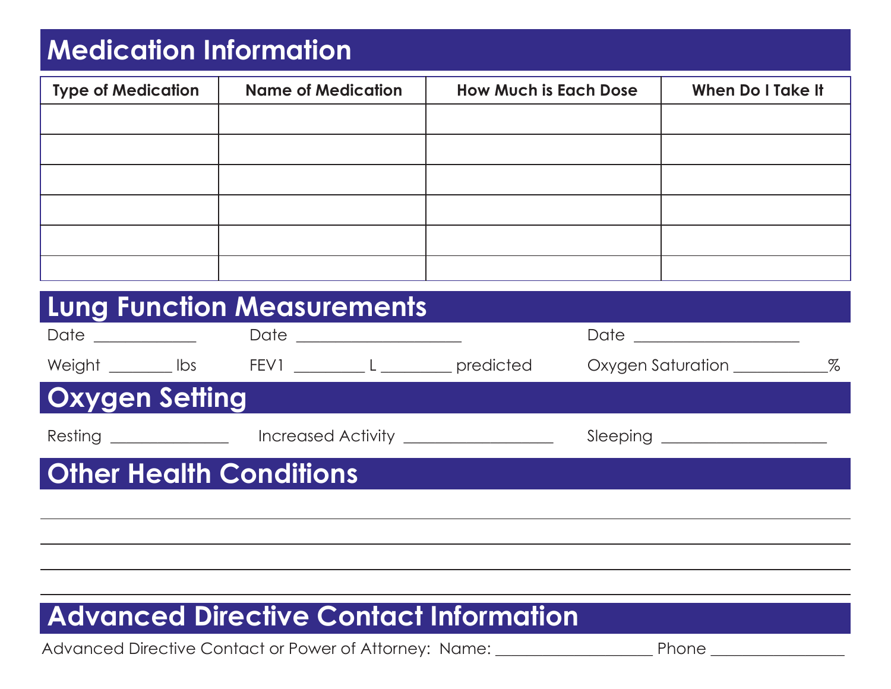## Medication Information

| Type of Medication | Name of Medication | How Much is Each Dose | When Do I Take It |
|---|---|---|---|
| | | | |
| | | | |
| | | | |
| | | | |
| | | | |
| | | | |

## Lung Function Measurements

Date ____________ Date ____________________ Date ____________________

Weight ________ lbs FEV1 _________ L _________ predicted Oxygen Saturation ___________%

## Oxygen Setting

Resting ______________ Increased Activity __________________ Sleeping ____________________

## Other Health Conditions

____________________________________________________________

____________________________________________________________

____________________________________________________________

____________________________________________________________

## Advanced Directive Contact Information

Advanced Directive Contact or Power of Attorney: Name: ___________________ Phone ________________